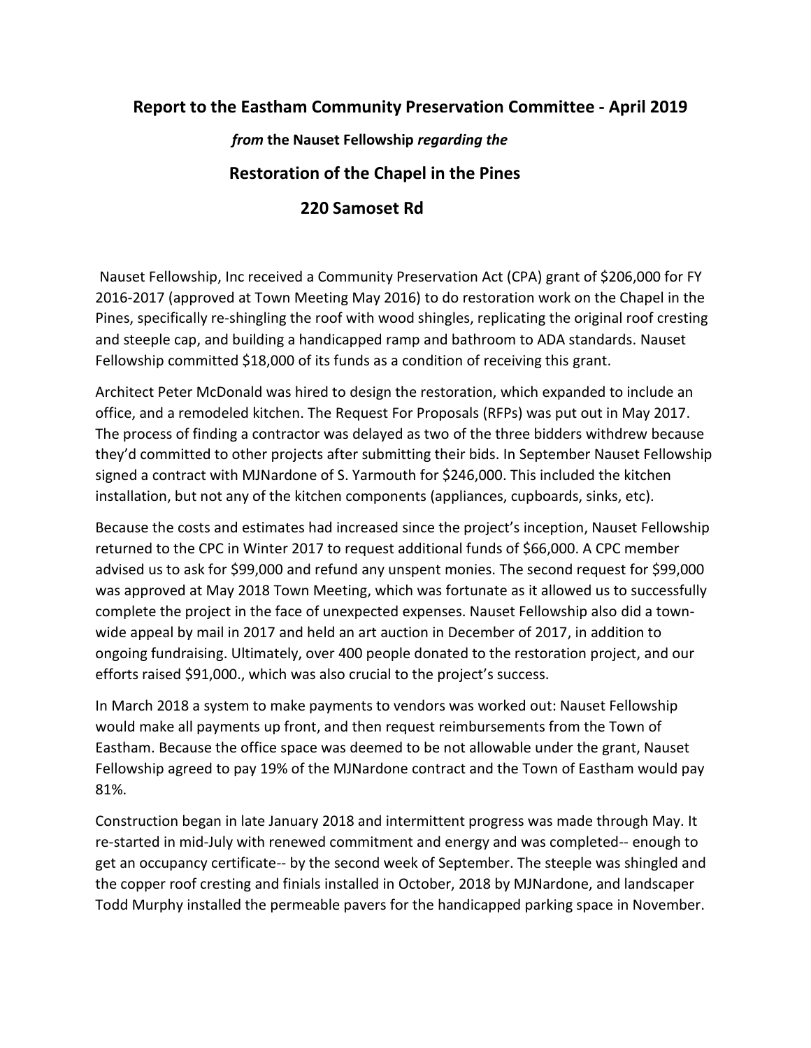# Report to the Eastham Community Preservation Committee - April 2019

***from*** **the Nauset Fellowship** ***regarding the***

## Restoration of the Chapel in the Pines

## 220 Samoset Rd

Nauset Fellowship, Inc received a Community Preservation Act (CPA) grant of $206,000 for FY 2016-2017 (approved at Town Meeting May 2016) to do restoration work on the Chapel in the Pines, specifically re-shingling the roof with wood shingles, replicating the original roof cresting and steeple cap, and building a handicapped ramp and bathroom to ADA standards. Nauset Fellowship committed $18,000 of its funds as a condition of receiving this grant.

Architect Peter McDonald was hired to design the restoration, which expanded to include an office, and a remodeled kitchen. The Request For Proposals (RFPs) was put out in May 2017. The process of finding a contractor was delayed as two of the three bidders withdrew because they'd committed to other projects after submitting their bids. In September Nauset Fellowship signed a contract with MJNardone of S. Yarmouth for $246,000. This included the kitchen installation, but not any of the kitchen components (appliances, cupboards, sinks, etc).

Because the costs and estimates had increased since the project's inception, Nauset Fellowship returned to the CPC in Winter 2017 to request additional funds of $66,000. A CPC member advised us to ask for $99,000 and refund any unspent monies. The second request for $99,000 was approved at May 2018 Town Meeting, which was fortunate as it allowed us to successfully complete the project in the face of unexpected expenses. Nauset Fellowship also did a town-wide appeal by mail in 2017 and held an art auction in December of 2017, in addition to ongoing fundraising. Ultimately, over 400 people donated to the restoration project, and our efforts raised $91,000., which was also crucial to the project's success.

In March 2018 a system to make payments to vendors was worked out: Nauset Fellowship would make all payments up front, and then request reimbursements from the Town of Eastham. Because the office space was deemed to be not allowable under the grant, Nauset Fellowship agreed to pay 19% of the MJNardone contract and the Town of Eastham would pay 81%.

Construction began in late January 2018 and intermittent progress was made through May. It re-started in mid-July with renewed commitment and energy and was completed-- enough to get an occupancy certificate-- by the second week of September. The steeple was shingled and the copper roof cresting and finials installed in October, 2018 by MJNardone, and landscaper Todd Murphy installed the permeable pavers for the handicapped parking space in November.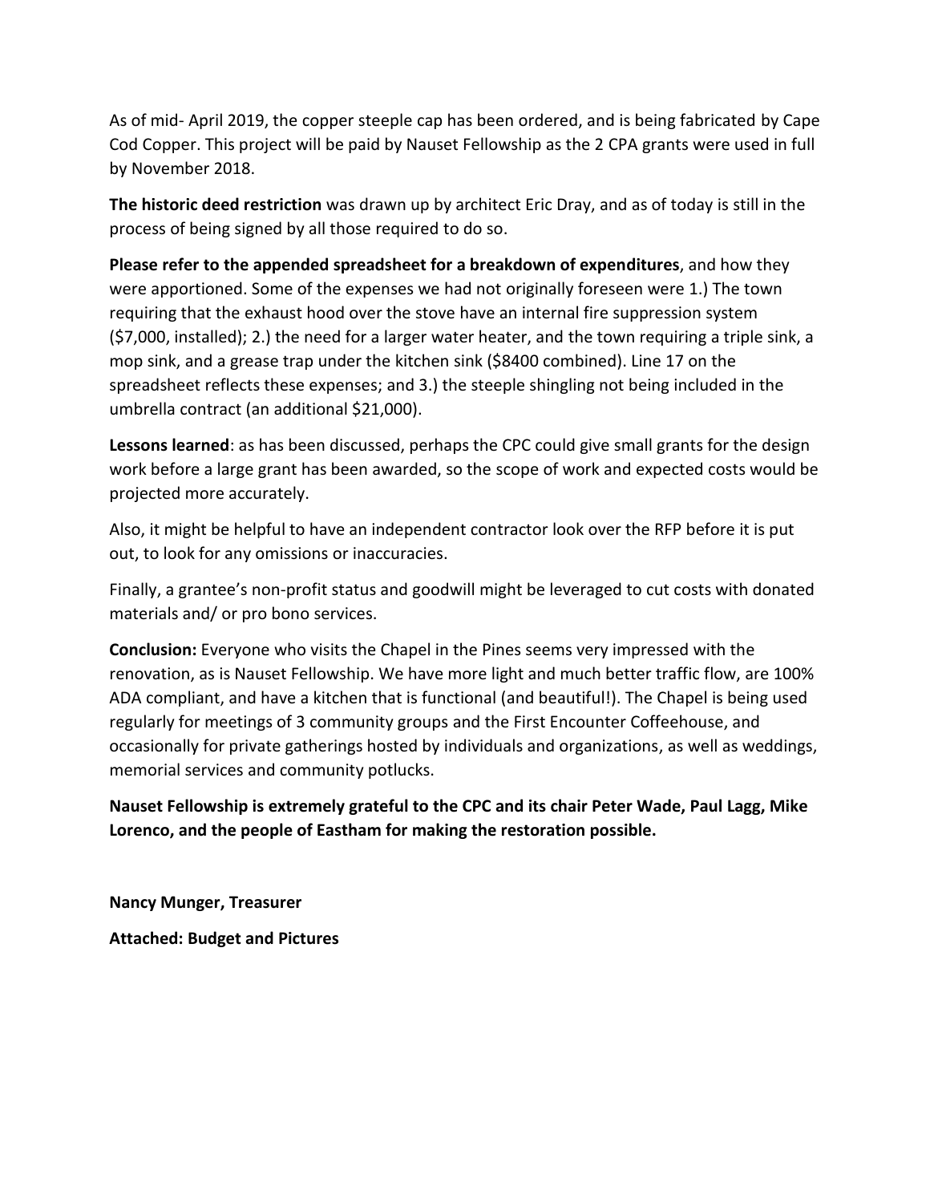As of mid- April 2019, the copper steeple cap has been ordered, and is being fabricated by Cape Cod Copper. This project will be paid by Nauset Fellowship as the 2 CPA grants were used in full by November 2018.

**The historic deed restriction** was drawn up by architect Eric Dray, and as of today is still in the process of being signed by all those required to do so.

**Please refer to the appended spreadsheet for a breakdown of expenditures**, and how they were apportioned. Some of the expenses we had not originally foreseen were 1.) The town requiring that the exhaust hood over the stove have an internal fire suppression system ($7,000, installed); 2.) the need for a larger water heater, and the town requiring a triple sink, a mop sink, and a grease trap under the kitchen sink ($8400 combined). Line 17 on the spreadsheet reflects these expenses; and 3.) the steeple shingling not being included in the umbrella contract (an additional $21,000).

**Lessons learned**: as has been discussed, perhaps the CPC could give small grants for the design work before a large grant has been awarded, so the scope of work and expected costs would be projected more accurately.

Also, it might be helpful to have an independent contractor look over the RFP before it is put out, to look for any omissions or inaccuracies.

Finally, a grantee's non-profit status and goodwill might be leveraged to cut costs with donated materials and/ or pro bono services.

**Conclusion:** Everyone who visits the Chapel in the Pines seems very impressed with the renovation, as is Nauset Fellowship. We have more light and much better traffic flow, are 100% ADA compliant, and have a kitchen that is functional (and beautiful!). The Chapel is being used regularly for meetings of 3 community groups and the First Encounter Coffeehouse, and occasionally for private gatherings hosted by individuals and organizations, as well as weddings, memorial services and community potlucks.

**Nauset Fellowship is extremely grateful to the CPC and its chair Peter Wade, Paul Lagg, Mike Lorenco, and the people of Eastham for making the restoration possible.**

**Nancy Munger, Treasurer**

**Attached: Budget and Pictures**